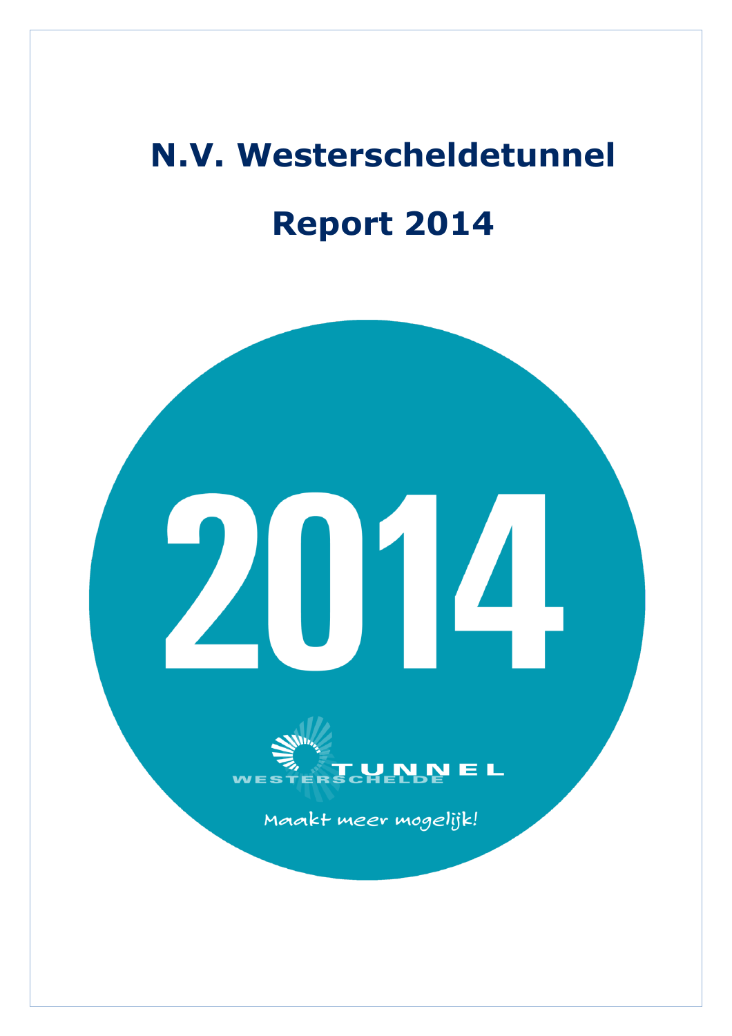# N.V. Westerscheldetunnel

# Report 2014

2014

WESTERSCHELDE TUNNEL

Maakt meer mogelijk!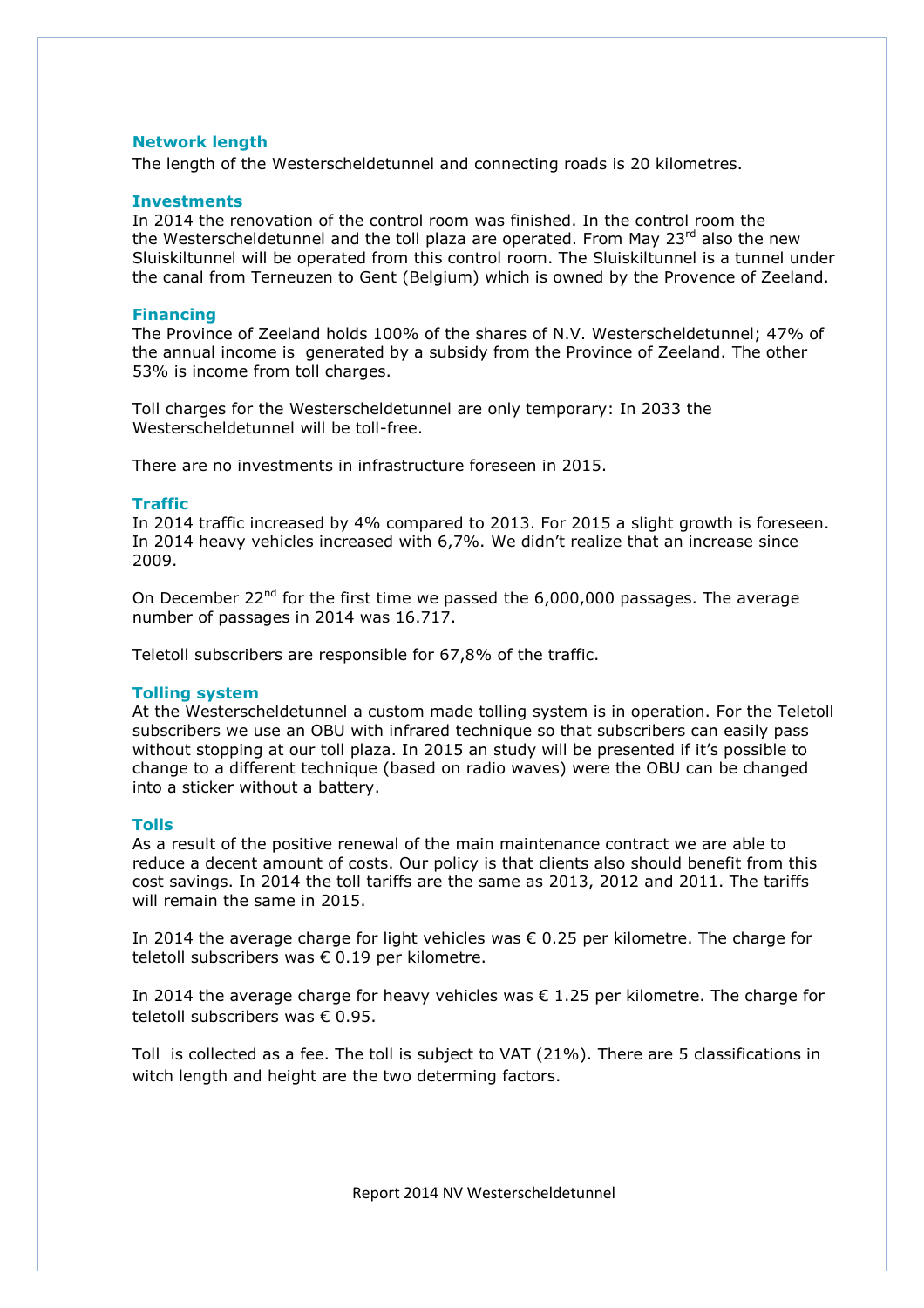## Network length

The length of the Westerscheldetunnel and connecting roads is 20 kilometres.

## Investments

In 2014 the renovation of the control room was finished. In the control room the the Westerscheldetunnel and the toll plaza are operated. From May 23rd also the new Sluiskiltunnel will be operated from this control room. The Sluiskiltunnel is a tunnel under the canal from Terneuzen to Gent (Belgium) which is owned by the Provence of Zeeland.

## Financing

The Province of Zeeland holds 100% of the shares of N.V. Westerscheldetunnel; 47% of the annual income is generated by a subsidy from the Province of Zeeland. The other 53% is income from toll charges.

Toll charges for the Westerscheldetunnel are only temporary: In 2033 the Westerscheldetunnel will be toll-free.

There are no investments in infrastructure foreseen in 2015.

## Traffic

In 2014 traffic increased by 4% compared to 2013. For 2015 a slight growth is foreseen. In 2014 heavy vehicles increased with 6,7%. We didn't realize that an increase since 2009.

On December 22nd for the first time we passed the 6,000,000 passages. The average number of passages in 2014 was 16.717.

Teletoll subscribers are responsible for 67,8% of the traffic.

## Tolling system

At the Westerscheldetunnel a custom made tolling system is in operation. For the Teletoll subscribers we use an OBU with infrared technique so that subscribers can easily pass without stopping at our toll plaza. In 2015 an study will be presented if it's possible to change to a different technique (based on radio waves) were the OBU can be changed into a sticker without a battery.

## Tolls

As a result of the positive renewal of the main maintenance contract we are able to reduce a decent amount of costs. Our policy is that clients also should benefit from this cost savings. In 2014 the toll tariffs are the same as 2013, 2012 and 2011. The tariffs will remain the same in 2015.

In 2014 the average charge for light vehicles was € 0.25 per kilometre. The charge for teletoll subscribers was € 0.19 per kilometre.

In 2014 the average charge for heavy vehicles was € 1.25 per kilometre. The charge for teletoll subscribers was € 0.95.

Toll is collected as a fee. The toll is subject to VAT (21%). There are 5 classifications in witch length and height are the two determing factors.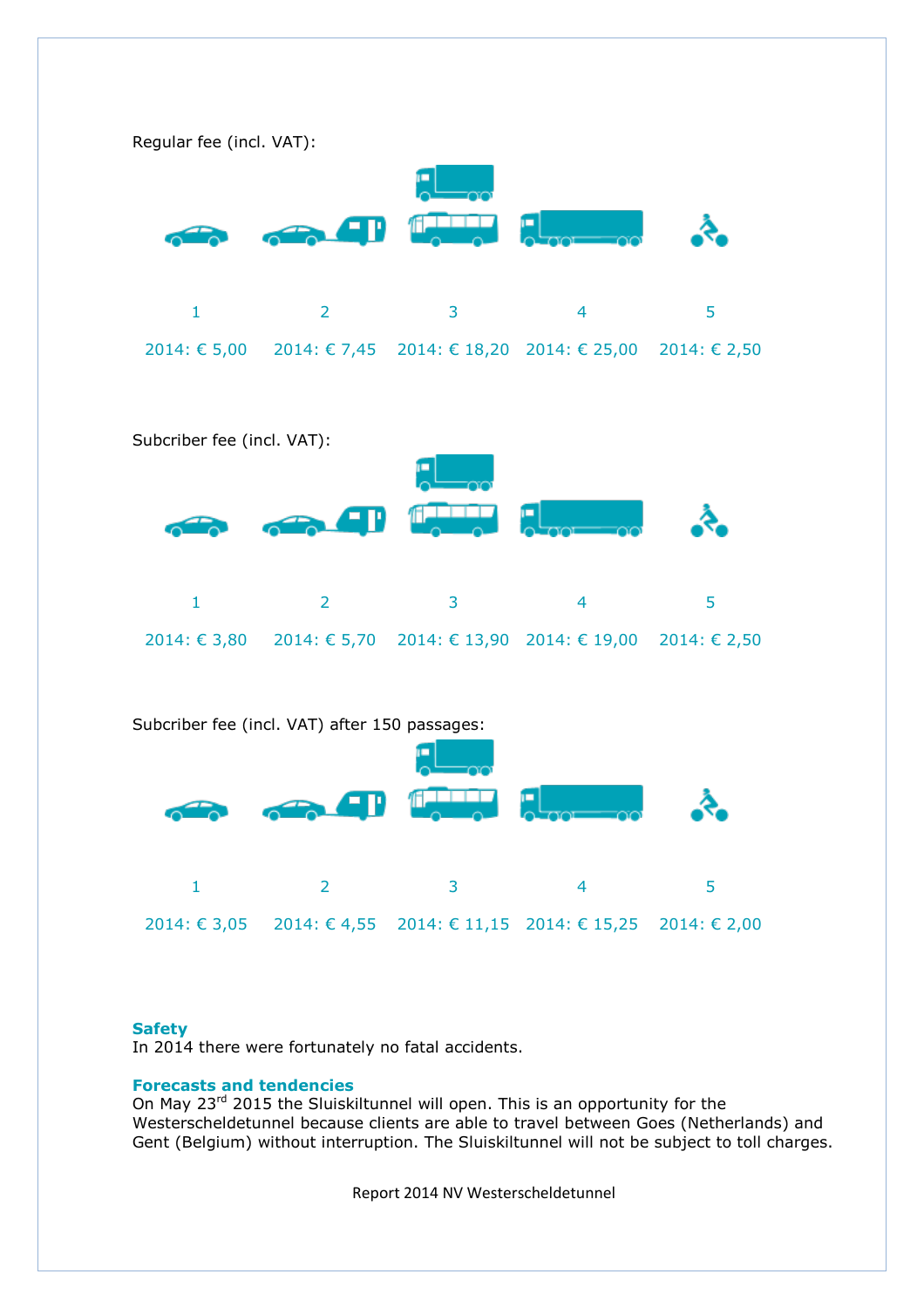Regular fee (incl. VAT):

| 1 | 2 | 3 | 4 | 5 |
|---|---|---|---|---|
| 2014: € 5,00 | 2014: € 7,45 | 2014: € 18,20 | 2014: € 25,00 | 2014: € 2,50 |

Subcriber fee (incl. VAT):

| 1 | 2 | 3 | 4 | 5 |
|---|---|---|---|---|
| 2014: € 3,80 | 2014: € 5,70 | 2014: € 13,90 | 2014: € 19,00 | 2014: € 2,50 |

Subcriber fee (incl. VAT) after 150 passages:

| 1 | 2 | 3 | 4 | 5 |
|---|---|---|---|---|
| 2014: € 3,05 | 2014: € 4,55 | 2014: € 11,15 | 2014: € 15,25 | 2014: € 2,00 |

### Safety

In 2014 there were fortunately no fatal accidents.

### Forecasts and tendencies

On May 23rd 2015 the Sluiskiltunnel will open. This is an opportunity for the Westerscheldetunnel because clients are able to travel between Goes (Netherlands) and Gent (Belgium) without interruption. The Sluiskiltunnel will not be subject to toll charges.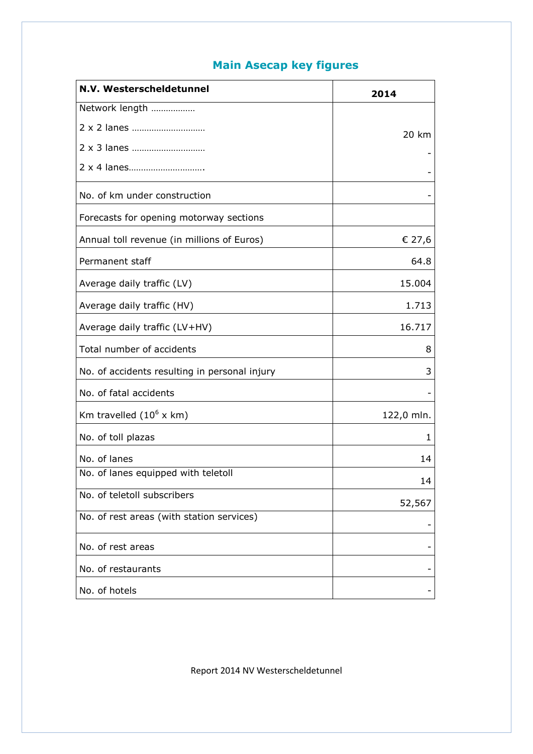## Main Asecap key figures

| N.V. Westerscheldetunnel | 2014 |
|---|---|
| Network length ……………… | |
| 2 x 2 lanes ………………………… | 20 km |
| 2 x 3 lanes ………………………… | - |
| 2 x 4 lanes………………………… | - |
| No. of km under construction | - |
| Forecasts for opening motorway sections | |
| Annual toll revenue (in millions of Euros) | € 27,6 |
| Permanent staff | 64.8 |
| Average daily traffic (LV) | 15.004 |
| Average daily traffic (HV) | 1.713 |
| Average daily traffic (LV+HV) | 16.717 |
| Total number of accidents | 8 |
| No. of accidents resulting in personal injury | 3 |
| No. of fatal accidents | - |
| Km travelled ($10^6$ x km) | 122,0 mln. |
| No. of toll plazas | 1 |
| No. of lanes | 14 |
| No. of lanes equipped with teletoll | 14 |
| No. of teletoll subscribers | 52,567 |
| No. of rest areas (with station services) | - |
| No. of rest areas | - |
| No. of restaurants | - |
| No. of hotels | - |

Report 2014 NV Westerscheldetunnel